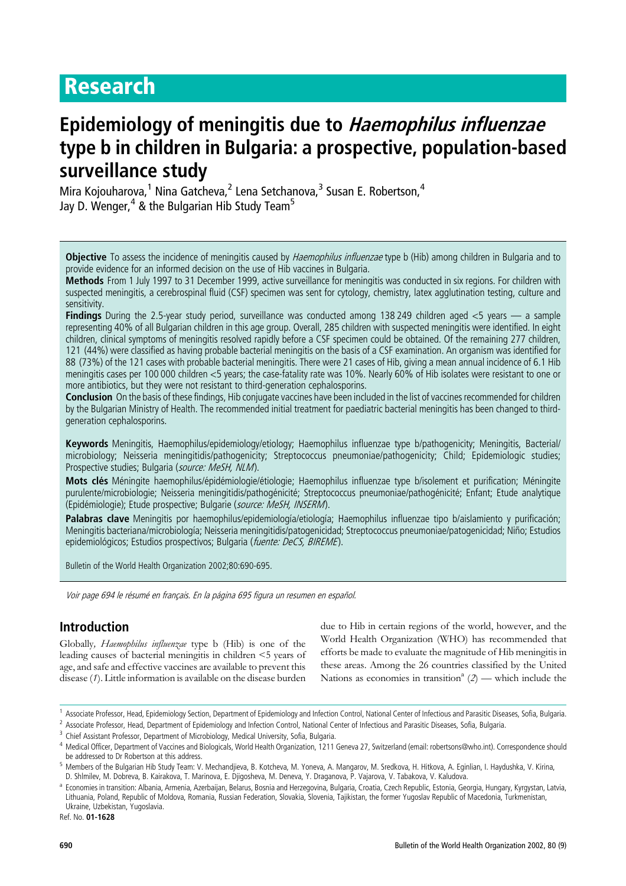# Research

## Epidemiology of meningitis due to *Haemophilus influenzae* type b in children in Bulgaria: a prospective, population-based surveillance study

Mira Kojouharova,[1] Nina Gatcheva,[2] Lena Setchanova,[3] Susan E. Robertson,[4] Jay D. Wenger,[4] & the Bulgarian Hib Study Team[5]

**Objective** To assess the incidence of meningitis caused by *Haemophilus influenzae* type b (Hib) among children in Bulgaria and to provide evidence for an informed decision on the use of Hib vaccines in Bulgaria.

**Methods** From 1 July 1997 to 31 December 1999, active surveillance for meningitis was conducted in six regions. For children with suspected meningitis, a cerebrospinal fluid (CSF) specimen was sent for cytology, chemistry, latex agglutination testing, culture and sensitivity.

**Findings** During the 2.5-year study period, surveillance was conducted among 138 249 children aged <5 years — a sample representing 40% of all Bulgarian children in this age group. Overall, 285 children with suspected meningitis were identified. In eight children, clinical symptoms of meningitis resolved rapidly before a CSF specimen could be obtained. Of the remaining 277 children, 121 (44%) were classified as having probable bacterial meningitis on the basis of a CSF examination. An organism was identified for 88 (73%) of the 121 cases with probable bacterial meningitis. There were 21 cases of Hib, giving a mean annual incidence of 6.1 Hib meningitis cases per 100 000 children <5 years; the case-fatality rate was 10%. Nearly 60% of Hib isolates were resistant to one or more antibiotics, but they were not resistant to third-generation cephalosporins.

**Conclusion** On the basis of these findings, Hib conjugate vaccines have been included in the list of vaccines recommended for children by the Bulgarian Ministry of Health. The recommended initial treatment for paediatric bacterial meningitis has been changed to third-generation cephalosporins.

**Keywords** Meningitis, Haemophilus/epidemiology/etiology; Haemophilus influenzae type b/pathogenicity; Meningitis, Bacterial/microbiology; Neisseria meningitidis/pathogenicity; Streptococcus pneumoniae/pathogenicity; Child; Epidemiologic studies; Prospective studies; Bulgaria (*source: MeSH, NLM*).

**Mots clés** Méningite haemophilus/épidémiologie/étiologie; Haemophilus influenzae type b/isolement et purification; Méningite purulente/microbiologie; Neisseria meningitidis/pathogénicité; Streptococcus pneumoniae/pathogénicité; Enfant; Etude analytique (Epidémiologie); Etude prospective; Bulgarie (*source: MeSH, INSERM*).

**Palabras clave** Meningitis por haemophilus/epidemiología/etiología; Haemophilus influenzae tipo b/aislamiento y purificación; Meningitis bacteriana/microbiología; Neisseria meningitidis/patogenicidad; Streptococcus pneumoniae/patogenicidad; Niño; Estudios epidemiológicos; Estudios prospectivos; Bulgaria (*fuente: DeCS, BIREME*).

Bulletin of the World Health Organization 2002;80:690-695.

*Voir page 694 le résumé en français. En la página 695 figura un resumen en español.*

## Introduction

Globally, *Haemophilus influenzae* type b (Hib) is one of the leading causes of bacterial meningitis in children <5 years of age, and safe and effective vaccines are available to prevent this disease (*1*). Little information is available on the disease burden due to Hib in certain regions of the world, however, and the World Health Organization (WHO) has recommended that efforts be made to evaluate the magnitude of Hib meningitis in these areas. Among the 26 countries classified by the United Nations as economies in transition[a] (*2*) — which include the

[1] Associate Professor, Head, Epidemiology Section, Department of Epidemiology and Infection Control, National Center of Infectious and Parasitic Diseases, Sofia, Bulgaria.

[2] Associate Professor, Head, Department of Epidemiology and Infection Control, National Center of Infectious and Parasitic Diseases, Sofia, Bulgaria.

[3] Chief Assistant Professor, Department of Microbiology, Medical University, Sofia, Bulgaria.

[4] Medical Officer, Department of Vaccines and Biologicals, World Health Organization, 1211 Geneva 27, Switzerland (email: robertsons@who.int). Correspondence should be addressed to Dr Robertson at this address.

[5] Members of the Bulgarian Hib Study Team: V. Mechandjieva, B. Kotcheva, M. Yoneva, A. Mangarov, M. Sredkova, H. Hitkova, A. Eginlian, I. Haydushka, V. Kirina, D. Shlmilev, M. Dobreva, B. Kairakova, T. Marinova, E. Djigosheva, M. Deneva, Y. Draganova, P. Vajarova, V. Tabakova, V. Kaludova.

[a] Economies in transition: Albania, Armenia, Azerbaijan, Belarus, Bosnia and Herzegovina, Bulgaria, Croatia, Czech Republic, Estonia, Georgia, Hungary, Kyrgystan, Latvia, Lithuania, Poland, Republic of Moldova, Romania, Russian Federation, Slovakia, Slovenia, Tajikistan, the former Yugoslav Republic of Macedonia, Turkmenistan, Ukraine, Uzbekistan, Yugoslavia.

Ref. No. **01-1628**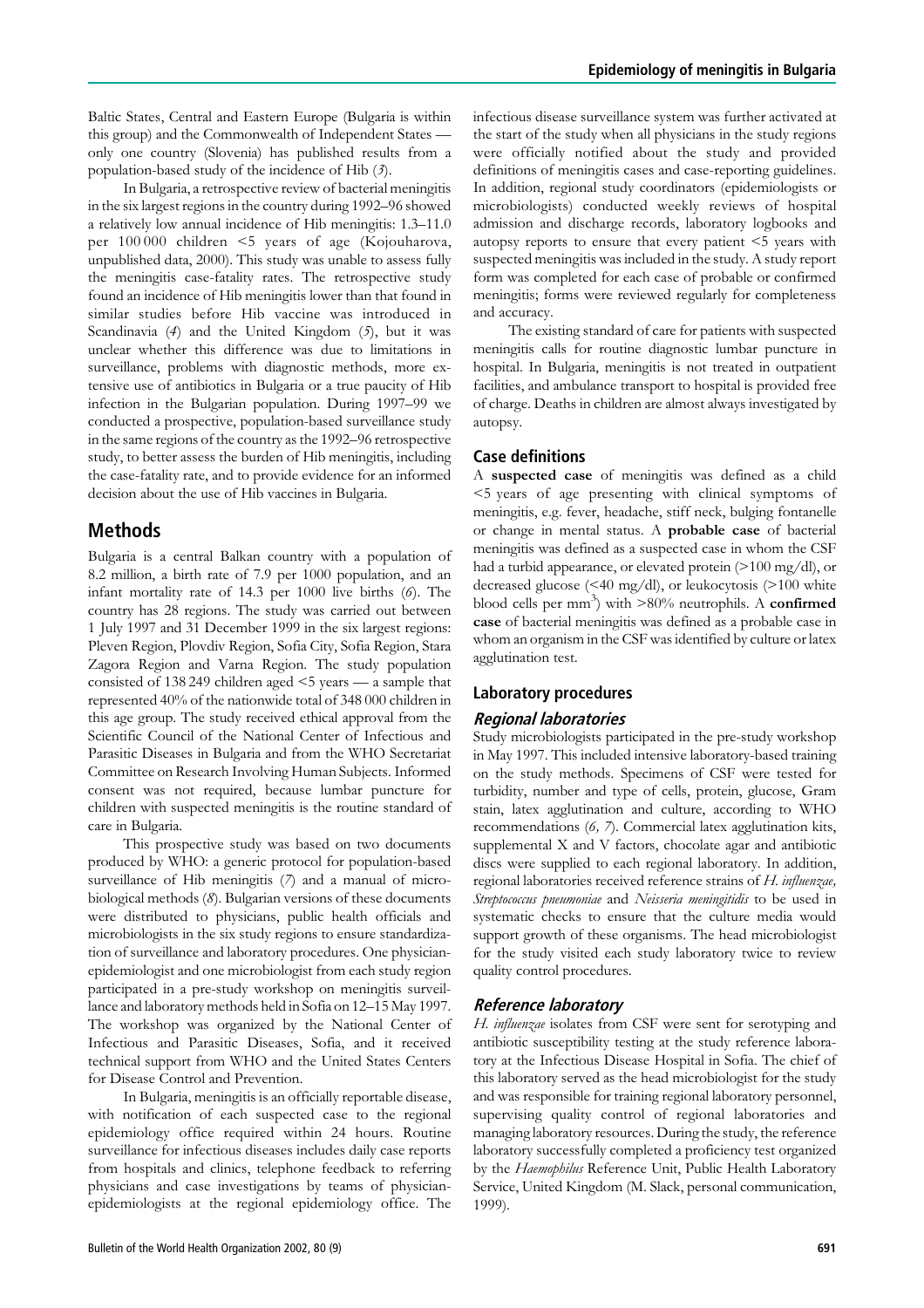Baltic States, Central and Eastern Europe (Bulgaria is within this group) and the Commonwealth of Independent States — only one country (Slovenia) has published results from a population-based study of the incidence of Hib (*3*).

In Bulgaria, a retrospective review of bacterial meningitis in the six largest regions in the country during 1992–96 showed a relatively low annual incidence of Hib meningitis: 1.3–11.0 per 100 000 children <5 years of age (Kojouharova, unpublished data, 2000). This study was unable to assess fully the meningitis case-fatality rates. The retrospective study found an incidence of Hib meningitis lower than that found in similar studies before Hib vaccine was introduced in Scandinavia (*4*) and the United Kingdom (*5*), but it was unclear whether this difference was due to limitations in surveillance, problems with diagnostic methods, more extensive use of antibiotics in Bulgaria or a true paucity of Hib infection in the Bulgarian population. During 1997–99 we conducted a prospective, population-based surveillance study in the same regions of the country as the 1992–96 retrospective study, to better assess the burden of Hib meningitis, including the case-fatality rate, and to provide evidence for an informed decision about the use of Hib vaccines in Bulgaria.

## Methods

Bulgaria is a central Balkan country with a population of 8.2 million, a birth rate of 7.9 per 1000 population, and an infant mortality rate of 14.3 per 1000 live births (*6*). The country has 28 regions. The study was carried out between 1 July 1997 and 31 December 1999 in the six largest regions: Pleven Region, Plovdiv Region, Sofia City, Sofia Region, Stara Zagora Region and Varna Region. The study population consisted of 138 249 children aged <5 years — a sample that represented 40% of the nationwide total of 348 000 children in this age group. The study received ethical approval from the Scientific Council of the National Center of Infectious and Parasitic Diseases in Bulgaria and from the WHO Secretariat Committee on Research Involving Human Subjects. Informed consent was not required, because lumbar puncture for children with suspected meningitis is the routine standard of care in Bulgaria.

This prospective study was based on two documents produced by WHO: a generic protocol for population-based surveillance of Hib meningitis (*7*) and a manual of microbiological methods (*8*). Bulgarian versions of these documents were distributed to physicians, public health officials and microbiologists in the six study regions to ensure standardization of surveillance and laboratory procedures. One physician-epidemiologist and one microbiologist from each study region participated in a pre-study workshop on meningitis surveillance and laboratory methods held in Sofia on 12–15 May 1997. The workshop was organized by the National Center of Infectious and Parasitic Diseases, Sofia, and it received technical support from WHO and the United States Centers for Disease Control and Prevention.

In Bulgaria, meningitis is an officially reportable disease, with notification of each suspected case to the regional epidemiology office required within 24 hours. Routine surveillance for infectious diseases includes daily case reports from hospitals and clinics, telephone feedback to referring physicians and case investigations by teams of physician-epidemiologists at the regional epidemiology office. The infectious disease surveillance system was further activated at the start of the study when all physicians in the study regions were officially notified about the study and provided definitions of meningitis cases and case-reporting guidelines. In addition, regional study coordinators (epidemiologists or microbiologists) conducted weekly reviews of hospital admission and discharge records, laboratory logbooks and autopsy reports to ensure that every patient <5 years with suspected meningitis was included in the study. A study report form was completed for each case of probable or confirmed meningitis; forms were reviewed regularly for completeness and accuracy.

The existing standard of care for patients with suspected meningitis calls for routine diagnostic lumbar puncture in hospital. In Bulgaria, meningitis is not treated in outpatient facilities, and ambulance transport to hospital is provided free of charge. Deaths in children are almost always investigated by autopsy.

### Case definitions

A **suspected case** of meningitis was defined as a child <5 years of age presenting with clinical symptoms of meningitis, e.g. fever, headache, stiff neck, bulging fontanelle or change in mental status. A **probable case** of bacterial meningitis was defined as a suspected case in whom the CSF had a turbid appearance, or elevated protein (>100 mg/dl), or decreased glucose (<40 mg/dl), or leukocytosis (>100 white blood cells per mm$^3$) with >80% neutrophils. A **confirmed case** of bacterial meningitis was defined as a probable case in whom an organism in the CSF was identified by culture or latex agglutination test.

### Laboratory procedures

#### *Regional laboratories*

Study microbiologists participated in the pre-study workshop in May 1997. This included intensive laboratory-based training on the study methods. Specimens of CSF were tested for turbidity, number and type of cells, protein, glucose, Gram stain, latex agglutination and culture, according to WHO recommendations (*6, 7*). Commercial latex agglutination kits, supplemental X and V factors, chocolate agar and antibiotic discs were supplied to each regional laboratory. In addition, regional laboratories received reference strains of *H. influenzae, Streptococcus pneumoniae* and *Neisseria meningitidis* to be used in systematic checks to ensure that the culture media would support growth of these organisms. The head microbiologist for the study visited each study laboratory twice to review quality control procedures.

#### *Reference laboratory*

*H. influenzae* isolates from CSF were sent for serotyping and antibiotic susceptibility testing at the study reference laboratory at the Infectious Disease Hospital in Sofia. The chief of this laboratory served as the head microbiologist for the study and was responsible for training regional laboratory personnel, supervising quality control of regional laboratories and managing laboratory resources. During the study, the reference laboratory successfully completed a proficiency test organized by the *Haemophilus* Reference Unit, Public Health Laboratory Service, United Kingdom (M. Slack, personal communication, 1999).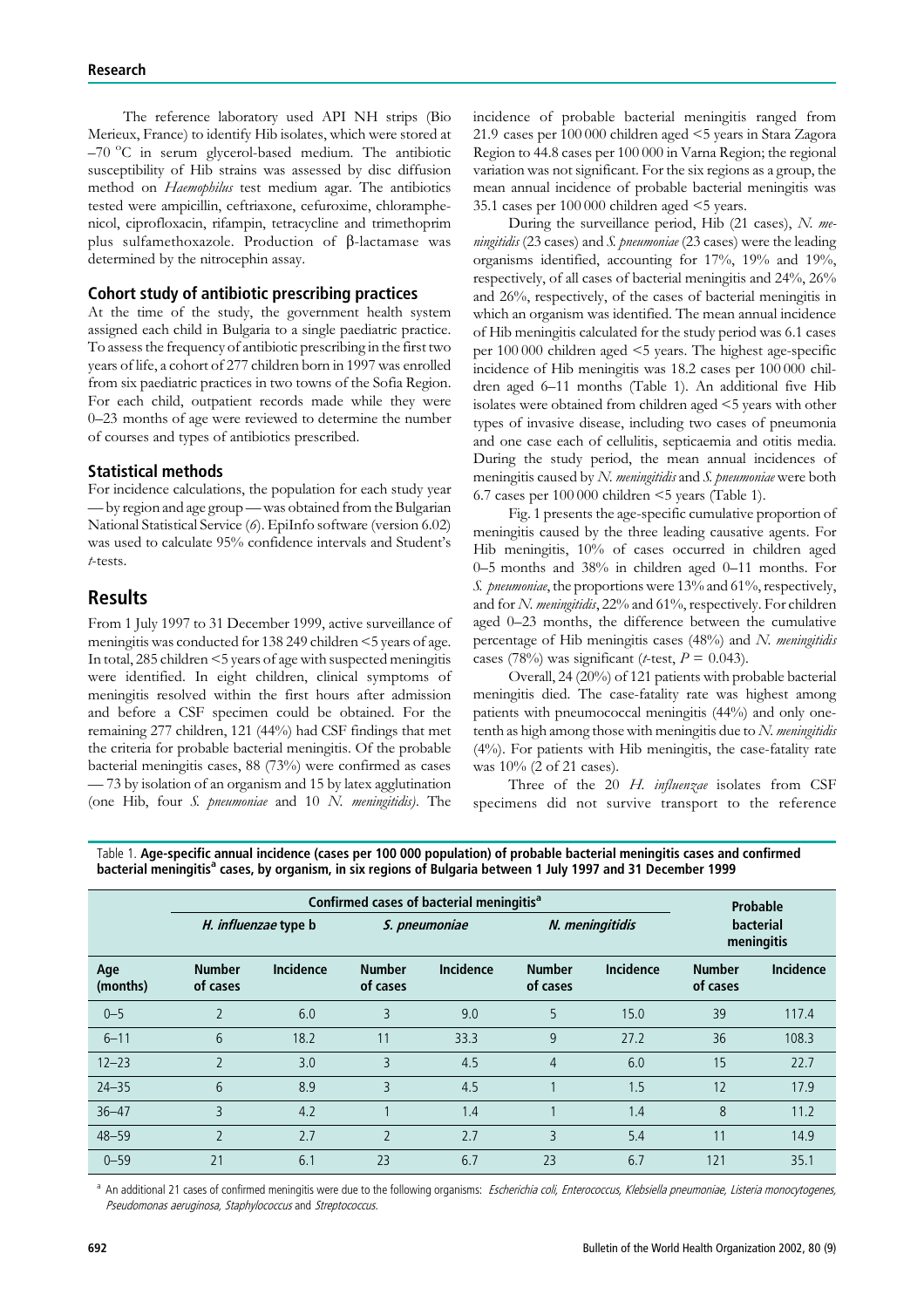The reference laboratory used API NH strips (Bio Merieux, France) to identify Hib isolates, which were stored at –70 °C in serum glycerol-based medium. The antibiotic susceptibility of Hib strains was assessed by disc diffusion method on *Haemophilus* test medium agar. The antibiotics tested were ampicillin, ceftriaxone, cefuroxime, chloramphenicol, ciprofloxacin, rifampin, tetracycline and trimethoprim plus sulfamethoxazole. Production of β-lactamase was determined by the nitrocephin assay.

## Cohort study of antibiotic prescribing practices

At the time of the study, the government health system assigned each child in Bulgaria to a single paediatric practice. To assess the frequency of antibiotic prescribing in the first two years of life, a cohort of 277 children born in 1997 was enrolled from six paediatric practices in two towns of the Sofia Region. For each child, outpatient records made while they were 0–23 months of age were reviewed to determine the number of courses and types of antibiotics prescribed.

## Statistical methods

For incidence calculations, the population for each study year — by region and age group — was obtained from the Bulgarian National Statistical Service (*6*). EpiInfo software (version 6.02) was used to calculate 95% confidence intervals and Student's *t*-tests.

# Results

From 1 July 1997 to 31 December 1999, active surveillance of meningitis was conducted for 138 249 children <5 years of age. In total, 285 children <5 years of age with suspected meningitis were identified. In eight children, clinical symptoms of meningitis resolved within the first hours after admission and before a CSF specimen could be obtained. For the remaining 277 children, 121 (44%) had CSF findings that met the criteria for probable bacterial meningitis. Of the probable bacterial meningitis cases, 88 (73%) were confirmed as cases — 73 by isolation of an organism and 15 by latex agglutination (one Hib, four *S. pneumoniae* and 10 *N. meningitidis)*. The incidence of probable bacterial meningitis ranged from 21.9 cases per 100 000 children aged <5 years in Stara Zagora Region to 44.8 cases per 100 000 in Varna Region; the regional variation was not significant. For the six regions as a group, the mean annual incidence of probable bacterial meningitis was 35.1 cases per 100 000 children aged <5 years.

During the surveillance period, Hib (21 cases), *N. meningitidis* (23 cases) and *S. pneumoniae* (23 cases) were the leading organisms identified, accounting for 17%, 19% and 19%, respectively, of all cases of bacterial meningitis and 24%, 26% and 26%, respectively, of the cases of bacterial meningitis in which an organism was identified. The mean annual incidence of Hib meningitis calculated for the study period was 6.1 cases per 100 000 children aged <5 years. The highest age-specific incidence of Hib meningitis was 18.2 cases per 100 000 children aged 6–11 months (Table 1). An additional five Hib isolates were obtained from children aged <5 years with other types of invasive disease, including two cases of pneumonia and one case each of cellulitis, septicaemia and otitis media. During the study period, the mean annual incidences of meningitis caused by *N. meningitidis* and *S. pneumoniae* were both 6.7 cases per 100 000 children <5 years (Table 1).

Fig. 1 presents the age-specific cumulative proportion of meningitis caused by the three leading causative agents. For Hib meningitis, 10% of cases occurred in children aged 0–5 months and 38% in children aged 0–11 months. For *S. pneumoniae*, the proportions were 13% and 61%, respectively, and for *N. meningitidis*, 22% and 61%, respectively. For children aged 0–23 months, the difference between the cumulative percentage of Hib meningitis cases (48%) and *N. meningitidis* cases (78%) was significant (*t*-test, $P = 0.043$).

Overall, 24 (20%) of 121 patients with probable bacterial meningitis died. The case-fatality rate was highest among patients with pneumococcal meningitis (44%) and only one-tenth as high among those with meningitis due to *N. meningitidis* (4%). For patients with Hib meningitis, the case-fatality rate was 10% (2 of 21 cases).

Three of the 20 *H. influenzae* isolates from CSF specimens did not survive transport to the reference

Table 1. **Age-specific annual incidence (cases per 100 000 population) of probable bacterial meningitis cases and confirmed bacterial meningitis[a] cases, by organism, in six regions of Bulgaria between 1 July 1997 and 31 December 1999**

| | Confirmed cases of bacterial meningitis[a] | | | | | | Probable bacterial meningitis | |
|---|---|---|---|---|---|---|---|---|
| | *H. influenzae* type b | | *S. pneumoniae* | | *N. meningitidis* | | | |
| Age (months) | Number of cases | Incidence | Number of cases | Incidence | Number of cases | Incidence | Number of cases | Incidence |
| 0–5 | 2 | 6.0 | 3 | 9.0 | 5 | 15.0 | 39 | 117.4 |
| 6–11 | 6 | 18.2 | 11 | 33.3 | 9 | 27.2 | 36 | 108.3 |
| 12–23 | 2 | 3.0 | 3 | 4.5 | 4 | 6.0 | 15 | 22.7 |
| 24–35 | 6 | 8.9 | 3 | 4.5 | 1 | 1.5 | 12 | 17.9 |
| 36–47 | 3 | 4.2 | 1 | 1.4 | 1 | 1.4 | 8 | 11.2 |
| 48–59 | 2 | 2.7 | 2 | 2.7 | 3 | 5.4 | 11 | 14.9 |
| 0–59 | 21 | 6.1 | 23 | 6.7 | 23 | 6.7 | 121 | 35.1 |

[a] An additional 21 cases of confirmed meningitis were due to the following organisms: *Escherichia coli, Enterococcus, Klebsiella pneumoniae, Listeria monocytogenes, Pseudomonas aeruginosa, Staphylococcus* and *Streptococcus.*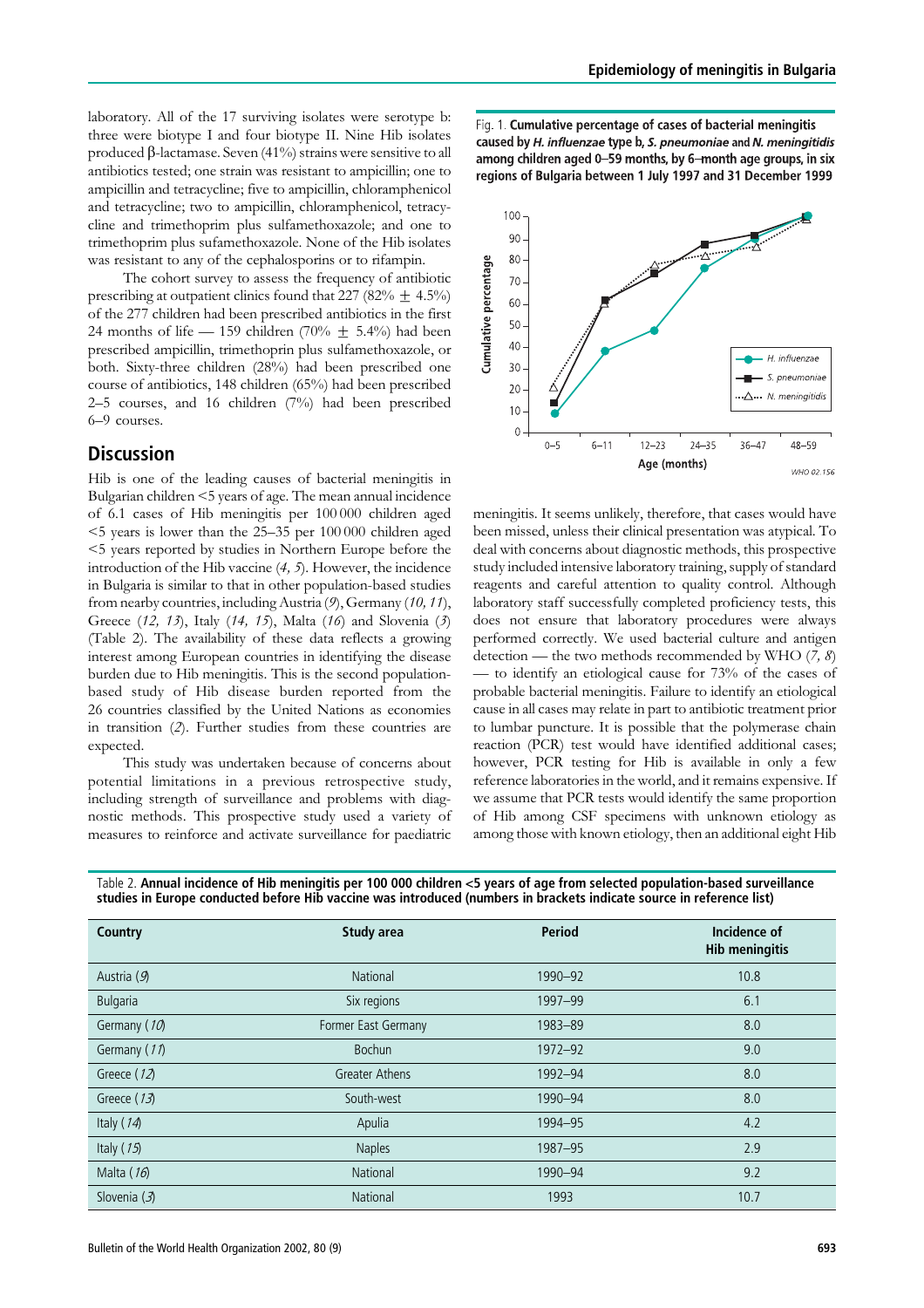laboratory. All of the 17 surviving isolates were serotype b: three were biotype I and four biotype II. Nine Hib isolates produced β-lactamase. Seven (41%) strains were sensitive to all antibiotics tested; one strain was resistant to ampicillin; one to ampicillin and tetracycline; five to ampicillin, chloramphenicol and tetracycline; two to ampicillin, chloramphenicol, tetracycline and trimethoprim plus sulfamethoxazole; and one to trimethoprim plus sulfamethoxazole. None of the Hib isolates was resistant to any of the cephalosporins or to rifampin.

The cohort survey to assess the frequency of antibiotic prescribing at outpatient clinics found that 227 (82% ± 4.5%) of the 277 children had been prescribed antibiotics in the first 24 months of life — 159 children (70% ± 5.4%) had been prescribed ampicillin, trimethoprin plus sulfamethoxazole, or both. Sixty-three children (28%) had been prescribed one course of antibiotics, 148 children (65%) had been prescribed 2–5 courses, and 16 children (7%) had been prescribed 6–9 courses.

## Discussion

Hib is one of the leading causes of bacterial meningitis in Bulgarian children <5 years of age. The mean annual incidence of 6.1 cases of Hib meningitis per 100 000 children aged <5 years is lower than the 25–35 per 100 000 children aged <5 years reported by studies in Northern Europe before the introduction of the Hib vaccine (*4, 5*). However, the incidence in Bulgaria is similar to that in other population-based studies from nearby countries, including Austria (*9*), Germany (*10, 11*), Greece (*12, 13*), Italy (*14, 15*), Malta (*16*) and Slovenia (*3*) (Table 2). The availability of these data reflects a growing interest among European countries in identifying the disease burden due to Hib meningitis. This is the second population-based study of Hib disease burden reported from the 26 countries classified by the United Nations as economies in transition (*2*). Further studies from these countries are expected.

This study was undertaken because of concerns about potential limitations in a previous retrospective study, including strength of surveillance and problems with diagnostic methods. This prospective study used a variety of measures to reinforce and activate surveillance for paediatric meningitis. It seems unlikely, therefore, that cases would have been missed, unless their clinical presentation was atypical. To deal with concerns about diagnostic methods, this prospective study included intensive laboratory training, supply of standard reagents and careful attention to quality control. Although laboratory staff successfully completed proficiency tests, this does not ensure that laboratory procedures were always performed correctly. We used bacterial culture and antigen detection — the two methods recommended by WHO (*7, 8*) — to identify an etiological cause for 73% of the cases of probable bacterial meningitis. Failure to identify an etiological cause in all cases may relate in part to antibiotic treatment prior to lumbar puncture. It is possible that the polymerase chain reaction (PCR) test would have identified additional cases; however, PCR testing for Hib is available in only a few reference laboratories in the world, and it remains expensive. If we assume that PCR tests would identify the same proportion of Hib among CSF specimens with unknown etiology as among those with known etiology, then an additional eight Hib

Fig. 1. **Cumulative percentage of cases of bacterial meningitis caused by *H. influenzae* type b, *S. pneumoniae* and *N. meningitidis* among children aged 0–59 months, by 6–month age groups, in six regions of Bulgaria between 1 July 1997 and 31 December 1999**

Table 2. **Annual incidence of Hib meningitis per 100 000 children <5 years of age from selected population-based surveillance studies in Europe conducted before Hib vaccine was introduced (numbers in brackets indicate source in reference list)**

| Country | Study area | Period | Incidence of Hib meningitis |
|---|---|---|---|
| Austria (*9*) | National | 1990–92 | 10.8 |
| Bulgaria | Six regions | 1997–99 | 6.1 |
| Germany (*10*) | Former East Germany | 1983–89 | 8.0 |
| Germany (*11*) | Bochun | 1972–92 | 9.0 |
| Greece (*12*) | Greater Athens | 1992–94 | 8.0 |
| Greece (*13*) | South-west | 1990–94 | 8.0 |
| Italy (*14*) | Apulia | 1994–95 | 4.2 |
| Italy (*15*) | Naples | 1987–95 | 2.9 |
| Malta (*16*) | National | 1990–94 | 9.2 |
| Slovenia (*3*) | National | 1993 | 10.7 |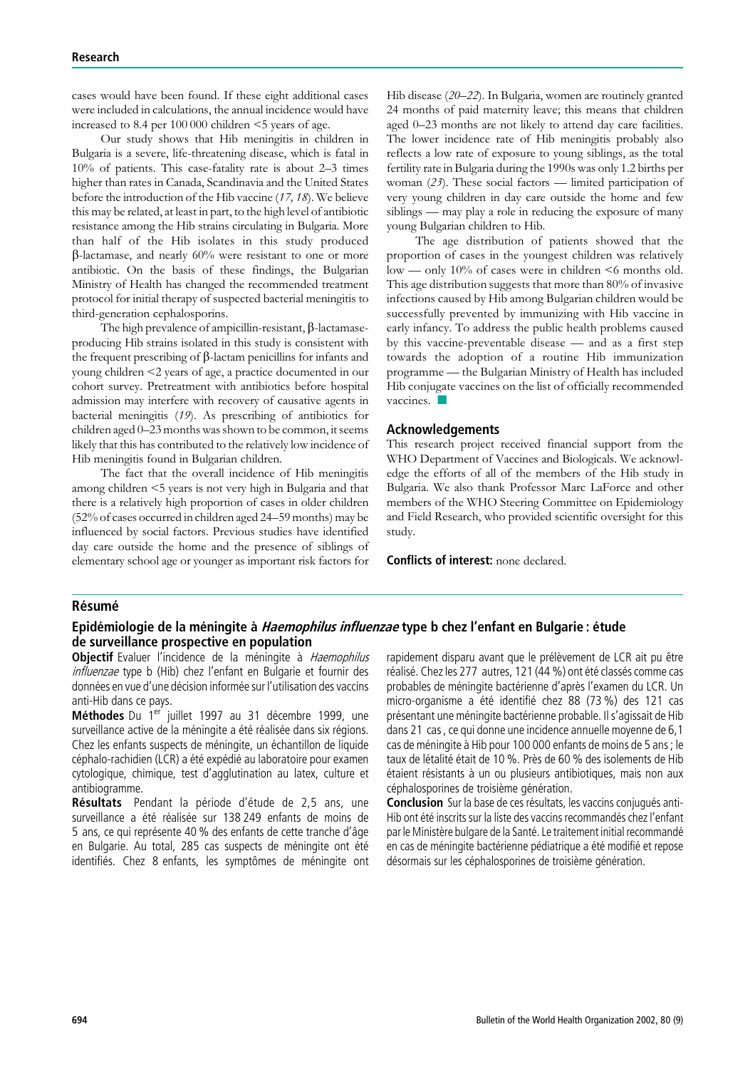cases would have been found. If these eight additional cases were included in calculations, the annual incidence would have increased to 8.4 per 100 000 children <5 years of age.

Our study shows that Hib meningitis in children in Bulgaria is a severe, life-threatening disease, which is fatal in 10% of patients. This case-fatality rate is about 2–3 times higher than rates in Canada, Scandinavia and the United States before the introduction of the Hib vaccine (*17, 18*). We believe this may be related, at least in part, to the high level of antibiotic resistance among the Hib strains circulating in Bulgaria. More than half of the Hib isolates in this study produced β-lactamase, and nearly 60% were resistant to one or more antibiotic. On the basis of these findings, the Bulgarian Ministry of Health has changed the recommended treatment protocol for initial therapy of suspected bacterial meningitis to third-generation cephalosporins.

The high prevalence of ampicillin-resistant, β-lactamase-producing Hib strains isolated in this study is consistent with the frequent prescribing of β-lactam penicillins for infants and young children <2 years of age, a practice documented in our cohort survey. Pretreatment with antibiotics before hospital admission may interfere with recovery of causative agents in bacterial meningitis (*19*). As prescribing of antibiotics for children aged 0–23 months was shown to be common, it seems likely that this has contributed to the relatively low incidence of Hib meningitis found in Bulgarian children.

The fact that the overall incidence of Hib meningitis among children <5 years is not very high in Bulgaria and that there is a relatively high proportion of cases in older children (52% of cases occurred in children aged 24–59 months) may be influenced by social factors. Previous studies have identified day care outside the home and the presence of siblings of elementary school age or younger as important risk factors for Hib disease (*20–22*). In Bulgaria, women are routinely granted 24 months of paid maternity leave; this means that children aged 0–23 months are not likely to attend day care facilities. The lower incidence rate of Hib meningitis probably also reflects a low rate of exposure to young siblings, as the total fertility rate in Bulgaria during the 1990s was only 1.2 births per woman (*23*). These social factors — limited participation of very young children in day care outside the home and few siblings — may play a role in reducing the exposure of many young Bulgarian children to Hib.

The age distribution of patients showed that the proportion of cases in the youngest children was relatively low — only 10% of cases were in children <6 months old. This age distribution suggests that more than 80% of invasive infections caused by Hib among Bulgarian children would be successfully prevented by immunizing with Hib vaccine in early infancy. To address the public health problems caused by this vaccine-preventable disease — and as a first step towards the adoption of a routine Hib immunization programme — the Bulgarian Ministry of Health has included Hib conjugate vaccines on the list of officially recommended vaccines. ■

## Acknowledgements

This research project received financial support from the WHO Department of Vaccines and Biologicals. We acknowledge the efforts of all of the members of the Hib study in Bulgaria. We also thank Professor Marc LaForce and other members of the WHO Steering Committee on Epidemiology and Field Research, who provided scientific oversight for this study.

**Conflicts of interest:** none declared.

## Résumé

### Epidémiologie de la méningite à *Haemophilus influenzae* type b chez l'enfant en Bulgarie : étude de surveillance prospective en population

**Objectif** Evaluer l'incidence de la méningite à *Haemophilus influenzae* type b (Hib) chez l'enfant en Bulgarie et fournir des données en vue d'une décision informée sur l'utilisation des vaccins anti-Hib dans ce pays.

**Méthodes** Du 1[er] juillet 1997 au 31 décembre 1999, une surveillance active de la méningite a été réalisée dans six régions. Chez les enfants suspects de méningite, un échantillon de liquide céphalo-rachidien (LCR) a été expédié au laboratoire pour examen cytologique, chimique, test d'agglutination au latex, culture et antibiogramme.

**Résultats** Pendant la période d'étude de 2,5 ans, une surveillance a été réalisée sur 138 249 enfants de moins de 5 ans, ce qui représente 40 % des enfants de cette tranche d'âge en Bulgarie. Au total, 285 cas suspects de méningite ont été identifiés. Chez 8 enfants, les symptômes de méningite ont rapidement disparu avant que le prélèvement de LCR ait pu être réalisé. Chez les 277 autres, 121 (44 %) ont été classés comme cas probables de méningite bactérienne d'après l'examen du LCR. Un micro-organisme a été identifié chez 88 (73 %) des 121 cas présentant une méningite bactérienne probable. Il s'agissait de Hib dans 21 cas, ce qui donne une incidence annuelle moyenne de 6,1 cas de méningite à Hib pour 100 000 enfants de moins de 5 ans ; le taux de létalité était de 10 %. Près de 60 % des isolements de Hib étaient résistants à un ou plusieurs antibiotiques, mais non aux céphalosporines de troisième génération.

**Conclusion** Sur la base de ces résultats, les vaccins conjugués anti-Hib ont été inscrits sur la liste des vaccins recommandés chez l'enfant par le Ministère bulgare de la Santé. Le traitement initial recommandé en cas de méningite bactérienne pédiatrique a été modifié et repose désormais sur les céphalosporines de troisième génération.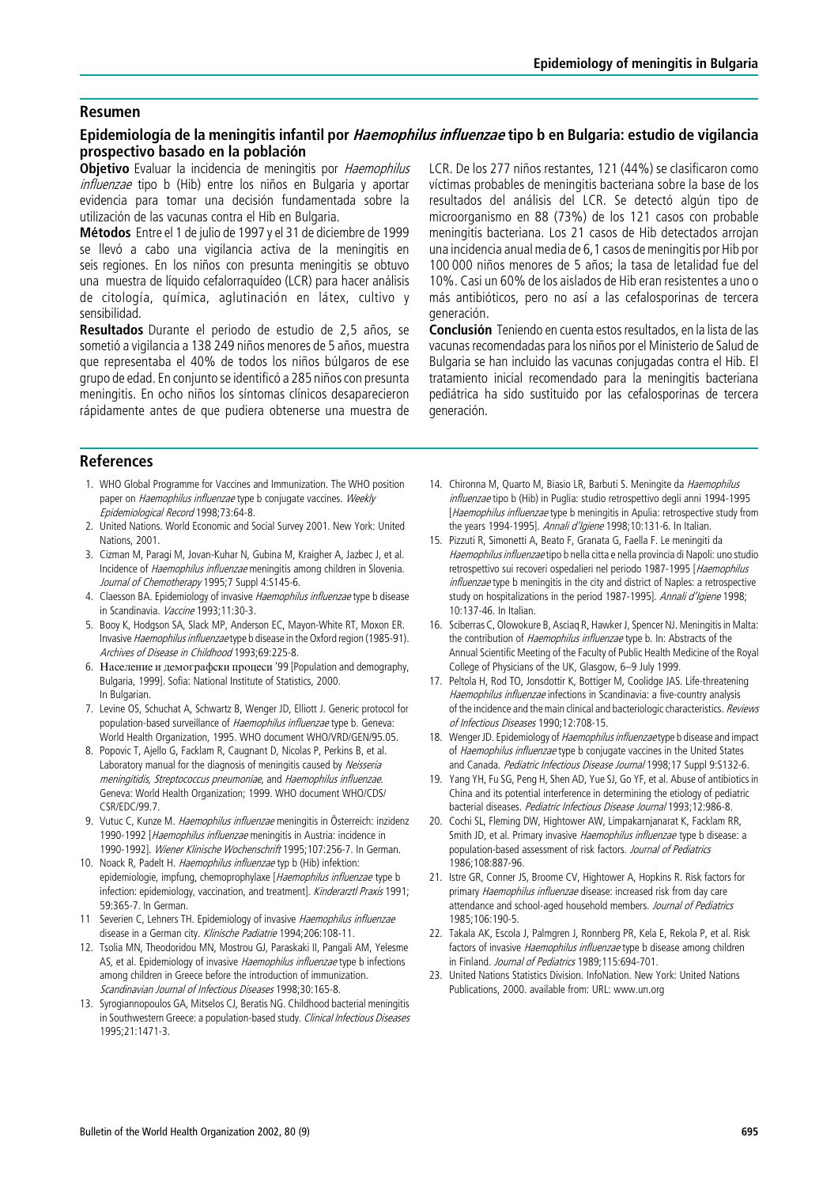## Resumen

### Epidemiología de la meningitis infantil por *Haemophilus influenzae* tipo b en Bulgaria: estudio de vigilancia prospectivo basado en la población

**Objetivo** Evaluar la incidencia de meningitis por *Haemophilus influenzae* tipo b (Hib) entre los niños en Bulgaria y aportar evidencia para tomar una decisión fundamentada sobre la utilización de las vacunas contra el Hib en Bulgaria.

**Métodos** Entre el 1 de julio de 1997 y el 31 de diciembre de 1999 se llevó a cabo una vigilancia activa de la meningitis en seis regiones. En los niños con presunta meningitis se obtuvo una muestra de líquido cefalorraquídeo (LCR) para hacer análisis de citología, química, aglutinación en látex, cultivo y sensibilidad.

**Resultados** Durante el periodo de estudio de 2,5 años, se sometió a vigilancia a 138 249 niños menores de 5 años, muestra que representaba el 40% de todos los niños búlgaros de ese grupo de edad. En conjunto se identificó a 285 niños con presunta meningitis. En ocho niños los síntomas clínicos desaparecieron rápidamente antes de que pudiera obtenerse una muestra de LCR. De los 277 niños restantes, 121 (44%) se clasificaron como víctimas probables de meningitis bacteriana sobre la base de los resultados del análisis del LCR. Se detectó algún tipo de microorganismo en 88 (73%) de los 121 casos con probable meningitis bacteriana. Los 21 casos de Hib detectados arrojan una incidencia anual media de 6,1 casos de meningitis por Hib por 100 000 niños menores de 5 años; la tasa de letalidad fue del 10%. Casi un 60% de los aislados de Hib eran resistentes a uno o más antibióticos, pero no así a las cefalosporinas de tercera generación.

**Conclusión** Teniendo en cuenta estos resultados, en la lista de las vacunas recomendadas para los niños por el Ministerio de Salud de Bulgaria se han incluido las vacunas conjugadas contra el Hib. El tratamiento inicial recomendado para la meningitis bacteriana pediátrica ha sido sustituido por las cefalosporinas de tercera generación.

## References

1. WHO Global Programme for Vaccines and Immunization. The WHO position paper on *Haemophilus influenzae* type b conjugate vaccines. *Weekly Epidemiological Record* 1998;73:64-8.
2. United Nations. World Economic and Social Survey 2001. New York: United Nations, 2001.
3. Cizman M, Paragi M, Jovan-Kuhar N, Gubina M, Kraigher A, Jazbec J, et al. Incidence of *Haemophilus influenzae* meningitis among children in Slovenia. *Journal of Chemotherapy* 1995;7 Suppl 4:S145-6.
4. Claesson BA. Epidemiology of invasive *Haemophilus influenzae* type b disease in Scandinavia. *Vaccine* 1993;11:30-3.
5. Booy K, Hodgson SA, Slack MP, Anderson EC, Mayon-White RT, Moxon ER. Invasive *Haemophilus influenzae* type b disease in the Oxford region (1985-91). *Archives of Disease in Childhood* 1993;69:225-8.
6. Население и демографски процеси '99 [Population and demography, Bulgaria, 1999]. Sofia: National Institute of Statistics, 2000. In Bulgarian.
7. Levine OS, Schuchat A, Schwartz B, Wenger JD, Elliott J. Generic protocol for population-based surveillance of *Haemophilus influenzae* type b. Geneva: World Health Organization, 1995. WHO document WHO/VRD/GEN/95.05.
8. Popovic T, Ajello G, Facklam R, Caugnant D, Nicolas P, Perkins B, et al. Laboratory manual for the diagnosis of meningitis caused by *Neisseria meningitidis*, *Streptococcus pneumoniae*, and *Haemophilus influenzae*. Geneva: World Health Organization; 1999. WHO document WHO/CDS/CSR/EDC/99.7.
9. Vutuc C, Kunze M. *Haemophilus influenzae* meningitis in Österreich: inzidenz 1990-1992 [*Haemophilus influenzae* meningitis in Austria: incidence in 1990-1992]. *Wiener Klinische Wochenschrift* 1995;107:256-7. In German.
10. Noack R, Padelt H. *Haemophilus influenzae* typ b (Hib) infektion: epidemiologie, impfung, chemoprophylaxe [*Haemophilus influenzae* type b infection: epidemiology, vaccination, and treatment]. *Kinderarztl Praxis* 1991; 59:365-7. In German.
11. Severien C, Lehners TH. Epidemiology of invasive *Haemophilus influenzae* disease in a German city. *Klinische Padiatrie* 1994;206:108-11.
12. Tsolia MN, Theodoridou MN, Mostrou GJ, Paraskaki II, Pangali AM, Yelesme AS, et al. Epidemiology of invasive *Haemophilus influenzae* type b infections among children in Greece before the introduction of immunization. *Scandinavian Journal of Infectious Diseases* 1998;30:165-8.
13. Syrogiannopoulos GA, Mitselos CJ, Beratis NG. Childhood bacterial meningitis in Southwestern Greece: a population-based study. *Clinical Infectious Diseases* 1995;21:1471-3.
14. Chironna M, Quarto M, Biasio LR, Barbuti S. Meningite da *Haemophilus influenzae* tipo b (Hib) in Puglia: studio retrospettivo degli anni 1994-1995 [*Haemophilus influenzae* type b meningitis in Apulia: retrospective study from the years 1994-1995]. *Annali d'Igiene* 1998;10:131-6. In Italian.
15. Pizzuti R, Simonetti A, Beato F, Granata G, Faella F. Le meningiti da *Haemophilus influenzae* tipo b nella citta e nella provincia di Napoli: uno studio retrospettivo sui recoveri ospedalieri nel periodo 1987-1995 [*Haemophilus influenzae* type b meningitis in the city and district of Naples: a retrospective study on hospitalizations in the period 1987-1995]. *Annali d'Igiene* 1998; 10:137-46. In Italian.
16. Sciberras C, Olowokure B, Asciaq R, Hawker J, Spencer NJ. Meningitis in Malta: the contribution of *Haemophilus influenzae* type b. In: Abstracts of the Annual Scientific Meeting of the Faculty of Public Health Medicine of the Royal College of Physicians of the UK, Glasgow, 6–9 July 1999.
17. Peltola H, Rod TO, Jonsdottir K, Bottiger M, Coolidge JAS. Life-threatening *Haemophilus influenzae* infections in Scandinavia: a five-country analysis of the incidence and the main clinical and bacteriologic characteristics. *Reviews of Infectious Diseases* 1990;12:708-15.
18. Wenger JD. Epidemiology of *Haemophilus influenzae* type b disease and impact of *Haemophilus influenzae* type b conjugate vaccines in the United States and Canada. *Pediatric Infectious Disease Journal* 1998;17 Suppl 9:S132-6.
19. Yang YH, Fu SG, Peng H, Shen AD, Yue SJ, Go YF, et al. Abuse of antibiotics in China and its potential interference in determining the etiology of pediatric bacterial diseases. *Pediatric Infectious Disease Journal* 1993;12:986-8.
20. Cochi SL, Fleming DW, Hightower AW, Limpakarnjanarat K, Facklam RR, Smith JD, et al. Primary invasive *Haemophilus influenzae* type b disease: a population-based assessment of risk factors. *Journal of Pediatrics* 1986;108:887-96.
21. Istre GR, Conner JS, Broome CV, Hightower A, Hopkins R. Risk factors for primary *Haemophilus influenzae* disease: increased risk from day care attendance and school-aged household members. *Journal of Pediatrics* 1985;106:190-5.
22. Takala AK, Escola J, Palmgren J, Ronnberg PR, Kela E, Rekola P, et al. Risk factors of invasive *Haemophilus influenzae* type b disease among children in Finland. *Journal of Pediatrics* 1989;115:694-701.
23. United Nations Statistics Division. InfoNation. New York: United Nations Publications, 2000. available from: URL: www.un.org